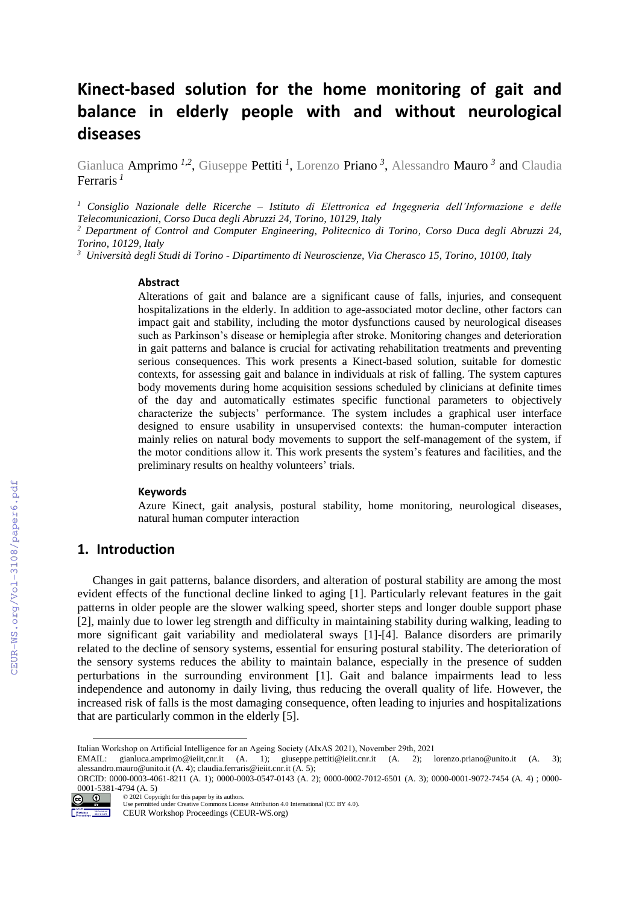# Kinect-based solution for the home monitoring of gait and balance in elderly people with and without neurological diseases

Gianluca Amprimo [1,2], Giuseppe Pettiti [1], Lorenzo Priano [3], Alessandro Mauro [3] and Claudia Ferraris [1]

[1] *Consiglio Nazionale delle Ricerche – Istituto di Elettronica ed Ingegneria dell'Informazione e delle Telecomunicazioni, Corso Duca degli Abruzzi 24, Torino, 10129, Italy*

[2] *Department of Control and Computer Engineering, Politecnico di Torino, Corso Duca degli Abruzzi 24, Torino, 10129, Italy*

[3] *Università degli Studi di Torino - Dipartimento di Neuroscienze, Via Cherasco 15, Torino, 10100, Italy*

### Abstract

Alterations of gait and balance are a significant cause of falls, injuries, and consequent hospitalizations in the elderly. In addition to age-associated motor decline, other factors can impact gait and stability, including the motor dysfunctions caused by neurological diseases such as Parkinson's disease or hemiplegia after stroke. Monitoring changes and deterioration in gait patterns and balance is crucial for activating rehabilitation treatments and preventing serious consequences. This work presents a Kinect-based solution, suitable for domestic contexts, for assessing gait and balance in individuals at risk of falling. The system captures body movements during home acquisition sessions scheduled by clinicians at definite times of the day and automatically estimates specific functional parameters to objectively characterize the subjects' performance. The system includes a graphical user interface designed to ensure usability in unsupervised contexts: the human-computer interaction mainly relies on natural body movements to support the self-management of the system, if the motor conditions allow it. This work presents the system's features and facilities, and the preliminary results on healthy volunteers' trials.

### Keywords

Azure Kinect, gait analysis, postural stability, home monitoring, neurological diseases, natural human computer interaction

## 1. Introduction

Changes in gait patterns, balance disorders, and alteration of postural stability are among the most evident effects of the functional decline linked to aging [1]. Particularly relevant features in the gait patterns in older people are the slower walking speed, shorter steps and longer double support phase [2], mainly due to lower leg strength and difficulty in maintaining stability during walking, leading to more significant gait variability and mediolateral sways [1]-[4]. Balance disorders are primarily related to the decline of sensory systems, essential for ensuring postural stability. The deterioration of the sensory systems reduces the ability to maintain balance, especially in the presence of sudden perturbations in the surrounding environment [1]. Gait and balance impairments lead to less independence and autonomy in daily living, thus reducing the overall quality of life. However, the increased risk of falls is the most damaging consequence, often leading to injuries and hospitalizations that are particularly common in the elderly [5].

---

Italian Workshop on Artificial Intelligence for an Ageing Society (AIxAS 2021), November 29th, 2021

EMAIL: gianluca.amprimo@ieiit,cnr.it (A. 1); giuseppe.pettiti@ieiit.cnr.it (A. 2); lorenzo.priano@unito.it (A. 3); alessandro.mauro@unito.it (A. 4); claudia.ferraris@ieiit.cnr.it (A. 5);

ORCID: 0000-0003-4061-8211 (A. 1); 0000-0003-0547-0143 (A. 2); 0000-0002-7012-6501 (A. 3); 0000-0001-9072-7454 (A. 4) ; 0000-0001-5381-4794 (A. 5)

© 2021 Copyright for this paper by its authors.
Use permitted under Creative Commons License Attribution 4.0 International (CC BY 4.0).
CEUR Workshop Proceedings (CEUR-WS.org)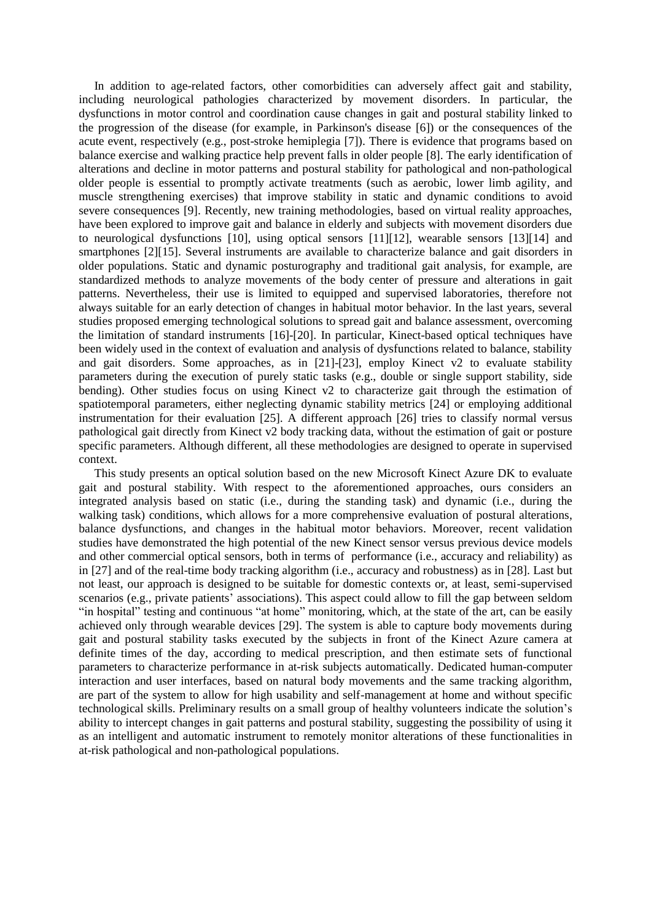In addition to age-related factors, other comorbidities can adversely affect gait and stability, including neurological pathologies characterized by movement disorders. In particular, the dysfunctions in motor control and coordination cause changes in gait and postural stability linked to the progression of the disease (for example, in Parkinson's disease [6]) or the consequences of the acute event, respectively (e.g., post-stroke hemiplegia [7]). There is evidence that programs based on balance exercise and walking practice help prevent falls in older people [8]. The early identification of alterations and decline in motor patterns and postural stability for pathological and non-pathological older people is essential to promptly activate treatments (such as aerobic, lower limb agility, and muscle strengthening exercises) that improve stability in static and dynamic conditions to avoid severe consequences [9]. Recently, new training methodologies, based on virtual reality approaches, have been explored to improve gait and balance in elderly and subjects with movement disorders due to neurological dysfunctions [10], using optical sensors [11][12], wearable sensors [13][14] and smartphones [2][15]. Several instruments are available to characterize balance and gait disorders in older populations. Static and dynamic posturography and traditional gait analysis, for example, are standardized methods to analyze movements of the body center of pressure and alterations in gait patterns. Nevertheless, their use is limited to equipped and supervised laboratories, therefore not always suitable for an early detection of changes in habitual motor behavior. In the last years, several studies proposed emerging technological solutions to spread gait and balance assessment, overcoming the limitation of standard instruments [16]-[20]. In particular, Kinect-based optical techniques have been widely used in the context of evaluation and analysis of dysfunctions related to balance, stability and gait disorders. Some approaches, as in [21]-[23], employ Kinect v2 to evaluate stability parameters during the execution of purely static tasks (e.g., double or single support stability, side bending). Other studies focus on using Kinect v2 to characterize gait through the estimation of spatiotemporal parameters, either neglecting dynamic stability metrics [24] or employing additional instrumentation for their evaluation [25]. A different approach [26] tries to classify normal versus pathological gait directly from Kinect v2 body tracking data, without the estimation of gait or posture specific parameters. Although different, all these methodologies are designed to operate in supervised context.

This study presents an optical solution based on the new Microsoft Kinect Azure DK to evaluate gait and postural stability. With respect to the aforementioned approaches, ours considers an integrated analysis based on static (i.e., during the standing task) and dynamic (i.e., during the walking task) conditions, which allows for a more comprehensive evaluation of postural alterations, balance dysfunctions, and changes in the habitual motor behaviors. Moreover, recent validation studies have demonstrated the high potential of the new Kinect sensor versus previous device models and other commercial optical sensors, both in terms of performance (i.e., accuracy and reliability) as in [27] and of the real-time body tracking algorithm (i.e., accuracy and robustness) as in [28]. Last but not least, our approach is designed to be suitable for domestic contexts or, at least, semi-supervised scenarios (e.g., private patients' associations). This aspect could allow to fill the gap between seldom "in hospital" testing and continuous "at home" monitoring, which, at the state of the art, can be easily achieved only through wearable devices [29]. The system is able to capture body movements during gait and postural stability tasks executed by the subjects in front of the Kinect Azure camera at definite times of the day, according to medical prescription, and then estimate sets of functional parameters to characterize performance in at-risk subjects automatically. Dedicated human-computer interaction and user interfaces, based on natural body movements and the same tracking algorithm, are part of the system to allow for high usability and self-management at home and without specific technological skills. Preliminary results on a small group of healthy volunteers indicate the solution's ability to intercept changes in gait patterns and postural stability, suggesting the possibility of using it as an intelligent and automatic instrument to remotely monitor alterations of these functionalities in at-risk pathological and non-pathological populations.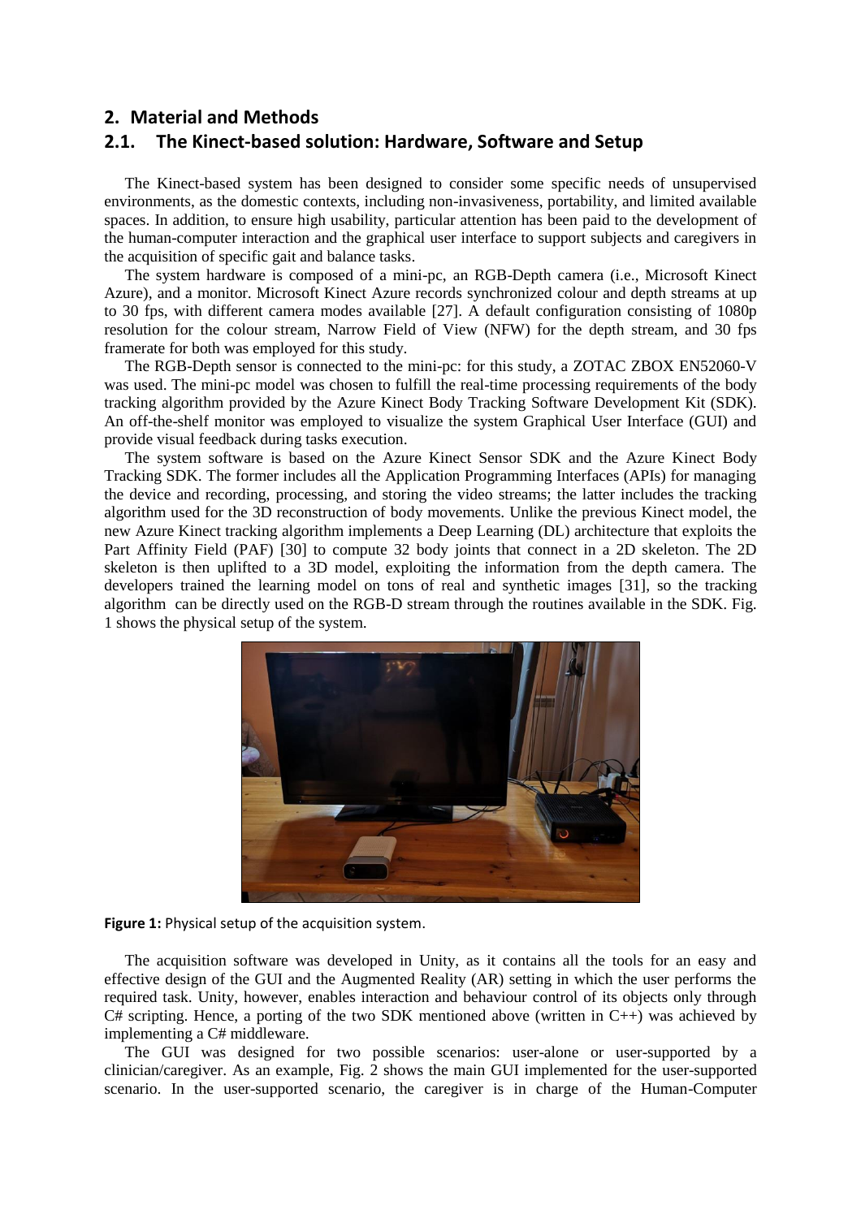## 2. Material and Methods

### 2.1. The Kinect-based solution: Hardware, Software and Setup

The Kinect-based system has been designed to consider some specific needs of unsupervised environments, as the domestic contexts, including non-invasiveness, portability, and limited available spaces. In addition, to ensure high usability, particular attention has been paid to the development of the human-computer interaction and the graphical user interface to support subjects and caregivers in the acquisition of specific gait and balance tasks.

The system hardware is composed of a mini-pc, an RGB-Depth camera (i.e., Microsoft Kinect Azure), and a monitor. Microsoft Kinect Azure records synchronized colour and depth streams at up to 30 fps, with different camera modes available [27]. A default configuration consisting of 1080p resolution for the colour stream, Narrow Field of View (NFW) for the depth stream, and 30 fps framerate for both was employed for this study.

The RGB-Depth sensor is connected to the mini-pc: for this study, a ZOTAC ZBOX EN52060-V was used. The mini-pc model was chosen to fulfill the real-time processing requirements of the body tracking algorithm provided by the Azure Kinect Body Tracking Software Development Kit (SDK). An off-the-shelf monitor was employed to visualize the system Graphical User Interface (GUI) and provide visual feedback during tasks execution.

The system software is based on the Azure Kinect Sensor SDK and the Azure Kinect Body Tracking SDK. The former includes all the Application Programming Interfaces (APIs) for managing the device and recording, processing, and storing the video streams; the latter includes the tracking algorithm used for the 3D reconstruction of body movements. Unlike the previous Kinect model, the new Azure Kinect tracking algorithm implements a Deep Learning (DL) architecture that exploits the Part Affinity Field (PAF) [30] to compute 32 body joints that connect in a 2D skeleton. The 2D skeleton is then uplifted to a 3D model, exploiting the information from the depth camera. The developers trained the learning model on tons of real and synthetic images [31], so the tracking algorithm can be directly used on the RGB-D stream through the routines available in the SDK. Fig. 1 shows the physical setup of the system.

**Figure 1:** Physical setup of the acquisition system.

The acquisition software was developed in Unity, as it contains all the tools for an easy and effective design of the GUI and the Augmented Reality (AR) setting in which the user performs the required task. Unity, however, enables interaction and behaviour control of its objects only through C# scripting. Hence, a porting of the two SDK mentioned above (written in C++) was achieved by implementing a C# middleware.

The GUI was designed for two possible scenarios: user-alone or user-supported by a clinician/caregiver. As an example, Fig. 2 shows the main GUI implemented for the user-supported scenario. In the user-supported scenario, the caregiver is in charge of the Human-Computer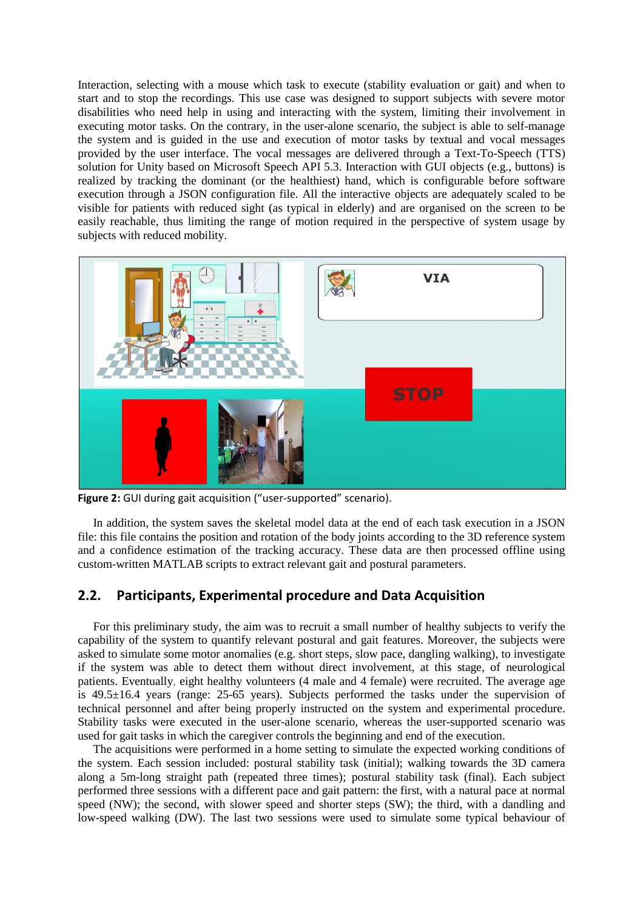Interaction, selecting with a mouse which task to execute (stability evaluation or gait) and when to start and to stop the recordings. This use case was designed to support subjects with severe motor disabilities who need help in using and interacting with the system, limiting their involvement in executing motor tasks. On the contrary, in the user-alone scenario, the subject is able to self-manage the system and is guided in the use and execution of motor tasks by textual and vocal messages provided by the user interface. The vocal messages are delivered through a Text-To-Speech (TTS) solution for Unity based on Microsoft Speech API 5.3. Interaction with GUI objects (e.g., buttons) is realized by tracking the dominant (or the healthiest) hand, which is configurable before software execution through a JSON configuration file. All the interactive objects are adequately scaled to be visible for patients with reduced sight (as typical in elderly) and are organised on the screen to be easily reachable, thus limiting the range of motion required in the perspective of system usage by subjects with reduced mobility.

**Figure 2:** GUI during gait acquisition ("user-supported" scenario).

In addition, the system saves the skeletal model data at the end of each task execution in a JSON file: this file contains the position and rotation of the body joints according to the 3D reference system and a confidence estimation of the tracking accuracy. These data are then processed offline using custom-written MATLAB scripts to extract relevant gait and postural parameters.

## 2.2. Participants, Experimental procedure and Data Acquisition

For this preliminary study, the aim was to recruit a small number of healthy subjects to verify the capability of the system to quantify relevant postural and gait features. Moreover, the subjects were asked to simulate some motor anomalies (e.g. short steps, slow pace, dangling walking), to investigate if the system was able to detect them without direct involvement, at this stage, of neurological patients. Eventually, eight healthy volunteers (4 male and 4 female) were recruited. The average age is 49.5±16.4 years (range: 25-65 years). Subjects performed the tasks under the supervision of technical personnel and after being properly instructed on the system and experimental procedure. Stability tasks were executed in the user-alone scenario, whereas the user-supported scenario was used for gait tasks in which the caregiver controls the beginning and end of the execution.

The acquisitions were performed in a home setting to simulate the expected working conditions of the system. Each session included: postural stability task (initial); walking towards the 3D camera along a 5m-long straight path (repeated three times); postural stability task (final). Each subject performed three sessions with a different pace and gait pattern: the first, with a natural pace at normal speed (NW); the second, with slower speed and shorter steps (SW); the third, with a dandling and low-speed walking (DW). The last two sessions were used to simulate some typical behaviour of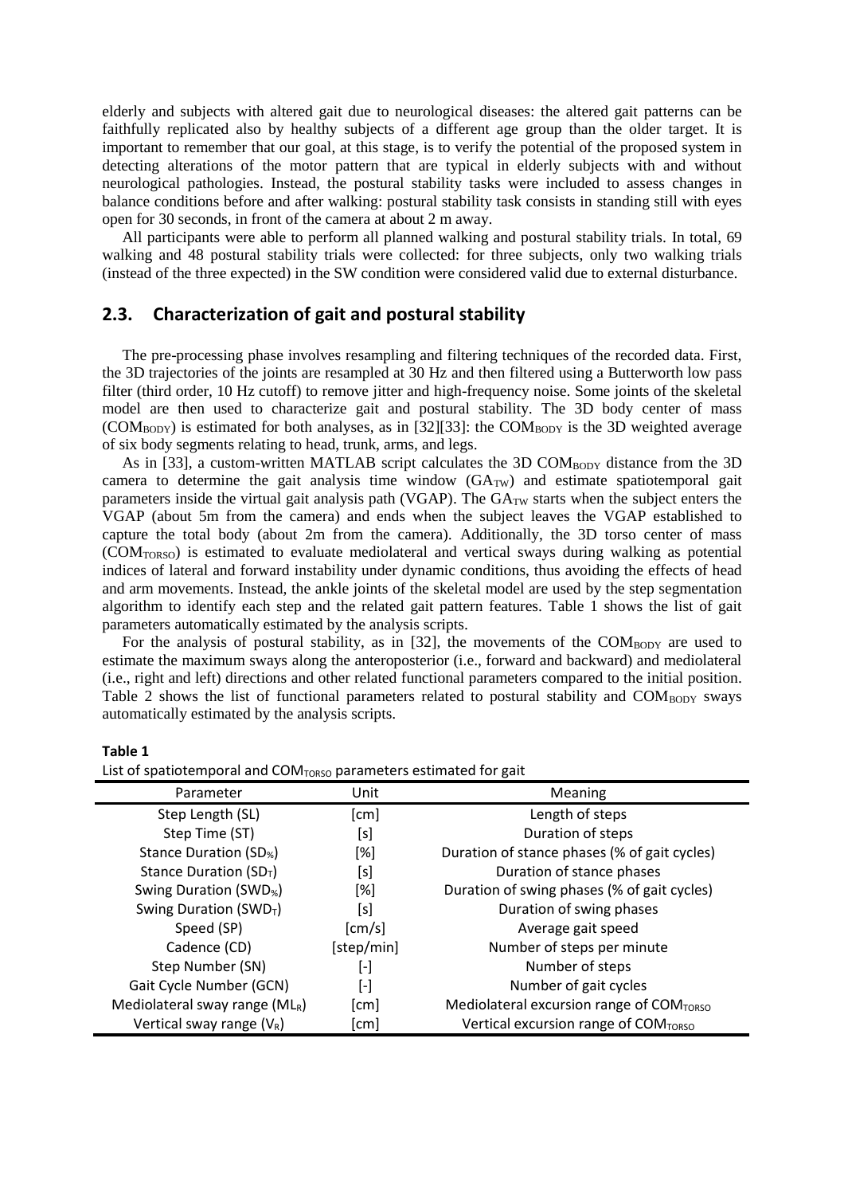elderly and subjects with altered gait due to neurological diseases: the altered gait patterns can be faithfully replicated also by healthy subjects of a different age group than the older target. It is important to remember that our goal, at this stage, is to verify the potential of the proposed system in detecting alterations of the motor pattern that are typical in elderly subjects with and without neurological pathologies. Instead, the postural stability tasks were included to assess changes in balance conditions before and after walking: postural stability task consists in standing still with eyes open for 30 seconds, in front of the camera at about 2 m away.

All participants were able to perform all planned walking and postural stability trials. In total, 69 walking and 48 postural stability trials were collected: for three subjects, only two walking trials (instead of the three expected) in the SW condition were considered valid due to external disturbance.

## 2.3. Characterization of gait and postural stability

The pre-processing phase involves resampling and filtering techniques of the recorded data. First, the 3D trajectories of the joints are resampled at 30 Hz and then filtered using a Butterworth low pass filter (third order, 10 Hz cutoff) to remove jitter and high-frequency noise. Some joints of the skeletal model are then used to characterize gait and postural stability. The 3D body center of mass ($COM_{BODY}$) is estimated for both analyses, as in [32][33]: the $COM_{BODY}$ is the 3D weighted average of six body segments relating to head, trunk, arms, and legs.

As in [33], a custom-written MATLAB script calculates the 3D $COM_{BODY}$ distance from the 3D camera to determine the gait analysis time window ($GA_{TW}$) and estimate spatiotemporal gait parameters inside the virtual gait analysis path (VGAP). The $GA_{TW}$ starts when the subject enters the VGAP (about 5m from the camera) and ends when the subject leaves the VGAP established to capture the total body (about 2m from the camera). Additionally, the 3D torso center of mass ($COM_{TORSO}$) is estimated to evaluate mediolateral and vertical sways during walking as potential indices of lateral and forward instability under dynamic conditions, thus avoiding the effects of head and arm movements. Instead, the ankle joints of the skeletal model are used by the step segmentation algorithm to identify each step and the related gait pattern features. Table 1 shows the list of gait parameters automatically estimated by the analysis scripts.

For the analysis of postural stability, as in [32], the movements of the $COM_{BODY}$ are used to estimate the maximum sways along the anteroposterior (i.e., forward and backward) and mediolateral (i.e., right and left) directions and other related functional parameters compared to the initial position. Table 2 shows the list of functional parameters related to postural stability and $COM_{BODY}$ sways automatically estimated by the analysis scripts.

**Table 1**

List of spatiotemporal and $COM_{TORSO}$ parameters estimated for gait

| Parameter | Unit | Meaning |
|---|---|---|
| Step Length (SL) | [cm] | Length of steps |
| Step Time (ST) | [s] | Duration of steps |
| Stance Duration ($SD_{\%}$) | [%] | Duration of stance phases (% of gait cycles) |
| Stance Duration ($SD_{T}$) | [s] | Duration of stance phases |
| Swing Duration ($SWD_{\%}$) | [%] | Duration of swing phases (% of gait cycles) |
| Swing Duration ($SWD_{T}$) | [s] | Duration of swing phases |
| Speed (SP) | [cm/s] | Average gait speed |
| Cadence (CD) | [step/min] | Number of steps per minute |
| Step Number (SN) | [-] | Number of steps |
| Gait Cycle Number (GCN) | [-] | Number of gait cycles |
| Mediolateral sway range ($ML_{R}$) | [cm] | Mediolateral excursion range of $COM_{TORSO}$ |
| Vertical sway range ($V_{R}$) | [cm] | Vertical excursion range of $COM_{TORSO}$ |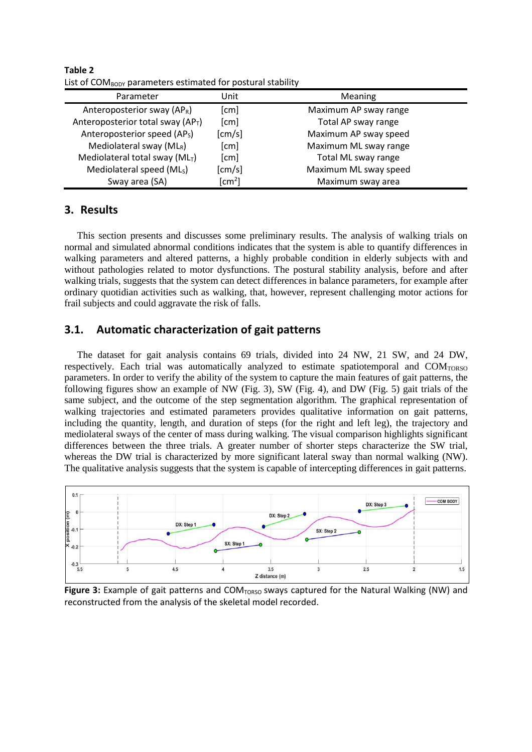**Table 2**
List of $COM_{BODY}$ parameters estimated for postural stability

| Parameter | Unit | Meaning |
|---|---|---|
| Anteroposterior sway ($AP_R$) | [cm] | Maximum AP sway range |
| Anteroposterior total sway ($AP_T$) | [cm] | Total AP sway range |
| Anteroposterior speed ($AP_S$) | [cm/s] | Maximum AP sway speed |
| Mediolateral sway ($ML_R$) | [cm] | Maximum ML sway range |
| Mediolateral total sway ($ML_T$) | [cm] | Total ML sway range |
| Mediolateral speed ($ML_S$) | [cm/s] | Maximum ML sway speed |
| Sway area (SA) | [cm$^2$] | Maximum sway area |

## 3. Results

This section presents and discusses some preliminary results. The analysis of walking trials on normal and simulated abnormal conditions indicates that the system is able to quantify differences in walking parameters and altered patterns, a highly probable condition in elderly subjects with and without pathologies related to motor dysfunctions. The postural stability analysis, before and after walking trials, suggests that the system can detect differences in balance parameters, for example after ordinary quotidian activities such as walking, that, however, represent challenging motor actions for frail subjects and could aggravate the risk of falls.

### 3.1. Automatic characterization of gait patterns

The dataset for gait analysis contains 69 trials, divided into 24 NW, 21 SW, and 24 DW, respectively. Each trial was automatically analyzed to estimate spatiotemporal and $COM_{TORSO}$ parameters. In order to verify the ability of the system to capture the main features of gait patterns, the following figures show an example of NW (Fig. 3), SW (Fig. 4), and DW (Fig. 5) gait trials of the same subject, and the outcome of the step segmentation algorithm. The graphical representation of walking trajectories and estimated parameters provides qualitative information on gait patterns, including the quantity, length, and duration of steps (for the right and left leg), the trajectory and mediolateral sways of the center of mass during walking. The visual comparison highlights significant differences between the three trials. A greater number of shorter steps characterize the SW trial, whereas the DW trial is characterized by more significant lateral sway than normal walking (NW). The qualitative analysis suggests that the system is capable of intercepting differences in gait patterns.

**Figure 3:** Example of gait patterns and $COM_{TORSO}$ sways captured for the Natural Walking (NW) and reconstructed from the analysis of the skeletal model recorded.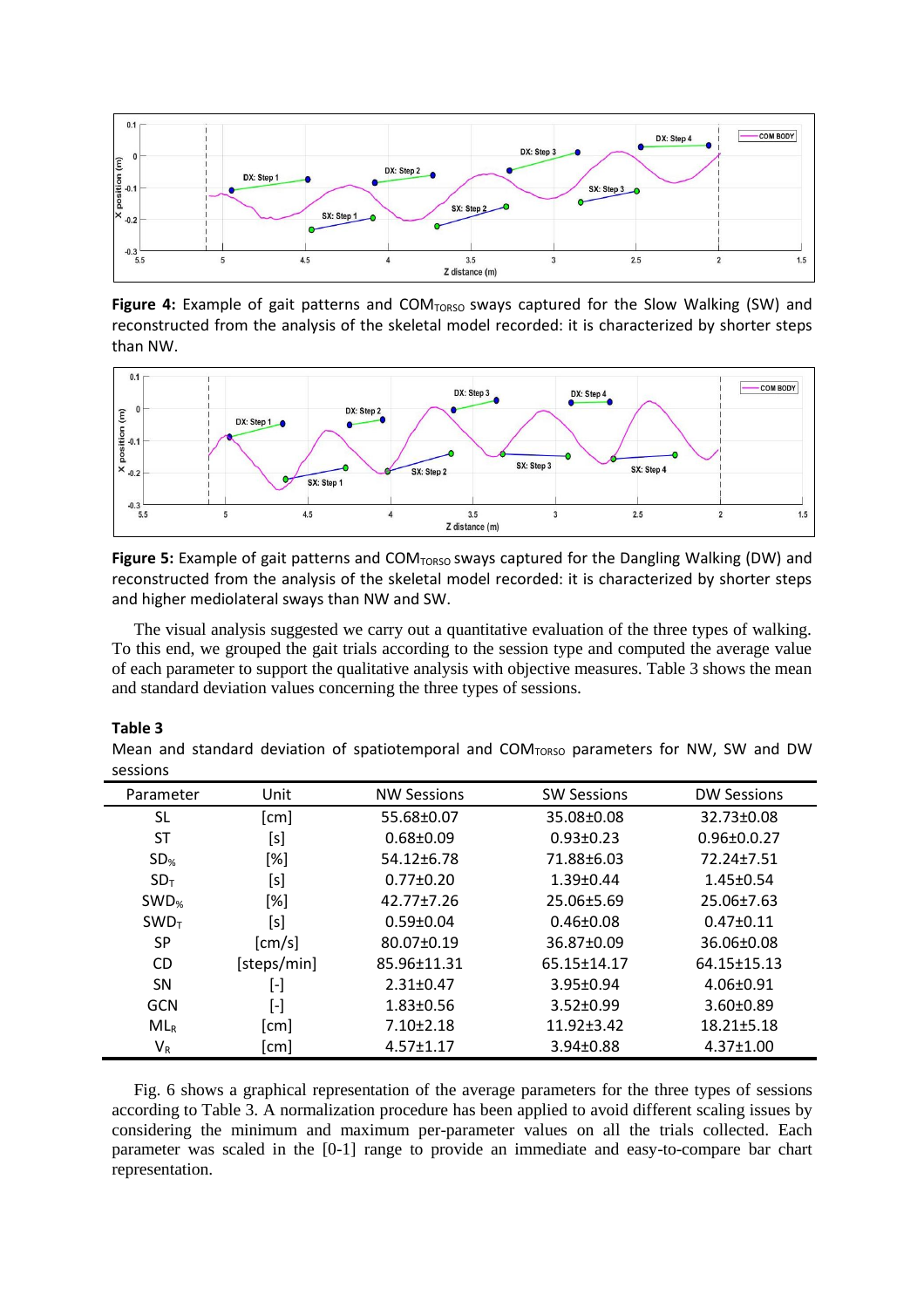**Figure 4:** Example of gait patterns and $COM_{TORSO}$ sways captured for the Slow Walking (SW) and reconstructed from the analysis of the skeletal model recorded: it is characterized by shorter steps than NW.

**Figure 5:** Example of gait patterns and $COM_{TORSO}$ sways captured for the Dangling Walking (DW) and reconstructed from the analysis of the skeletal model recorded: it is characterized by shorter steps and higher mediolateral sways than NW and SW.

The visual analysis suggested we carry out a quantitative evaluation of the three types of walking. To this end, we grouped the gait trials according to the session type and computed the average value of each parameter to support the qualitative analysis with objective measures. Table 3 shows the mean and standard deviation values concerning the three types of sessions.

**Table 3**
Mean and standard deviation of spatiotemporal and $COM_{TORSO}$ parameters for NW, SW and DW sessions

| Parameter | Unit | NW Sessions | SW Sessions | DW Sessions |
|---|---|---|---|---|
| SL | [cm] | 55.68±0.07 | 35.08±0.08 | 32.73±0.08 |
| ST | [s] | 0.68±0.09 | 0.93±0.23 | 0.96±0.0.27 |
| $SD_{\%}$ | [%] | 54.12±6.78 | 71.88±6.03 | 72.24±7.51 |
| $SD_{T}$ | [s] | 0.77±0.20 | 1.39±0.44 | 1.45±0.54 |
| $SWD_{\%}$ | [%] | 42.77±7.26 | 25.06±5.69 | 25.06±7.63 |
| $SWD_{T}$ | [s] | 0.59±0.04 | 0.46±0.08 | 0.47±0.11 |
| SP | [cm/s] | 80.07±0.19 | 36.87±0.09 | 36.06±0.08 |
| CD | [steps/min] | 85.96±11.31 | 65.15±14.17 | 64.15±15.13 |
| SN | [-] | 2.31±0.47 | 3.95±0.94 | 4.06±0.91 |
| GCN | [-] | 1.83±0.56 | 3.52±0.99 | 3.60±0.89 |
| $ML_{R}$ | [cm] | 7.10±2.18 | 11.92±3.42 | 18.21±5.18 |
| $V_{R}$ | [cm] | 4.57±1.17 | 3.94±0.88 | 4.37±1.00 |

Fig. 6 shows a graphical representation of the average parameters for the three types of sessions according to Table 3. A normalization procedure has been applied to avoid different scaling issues by considering the minimum and maximum per-parameter values on all the trials collected. Each parameter was scaled in the [0-1] range to provide an immediate and easy-to-compare bar chart representation.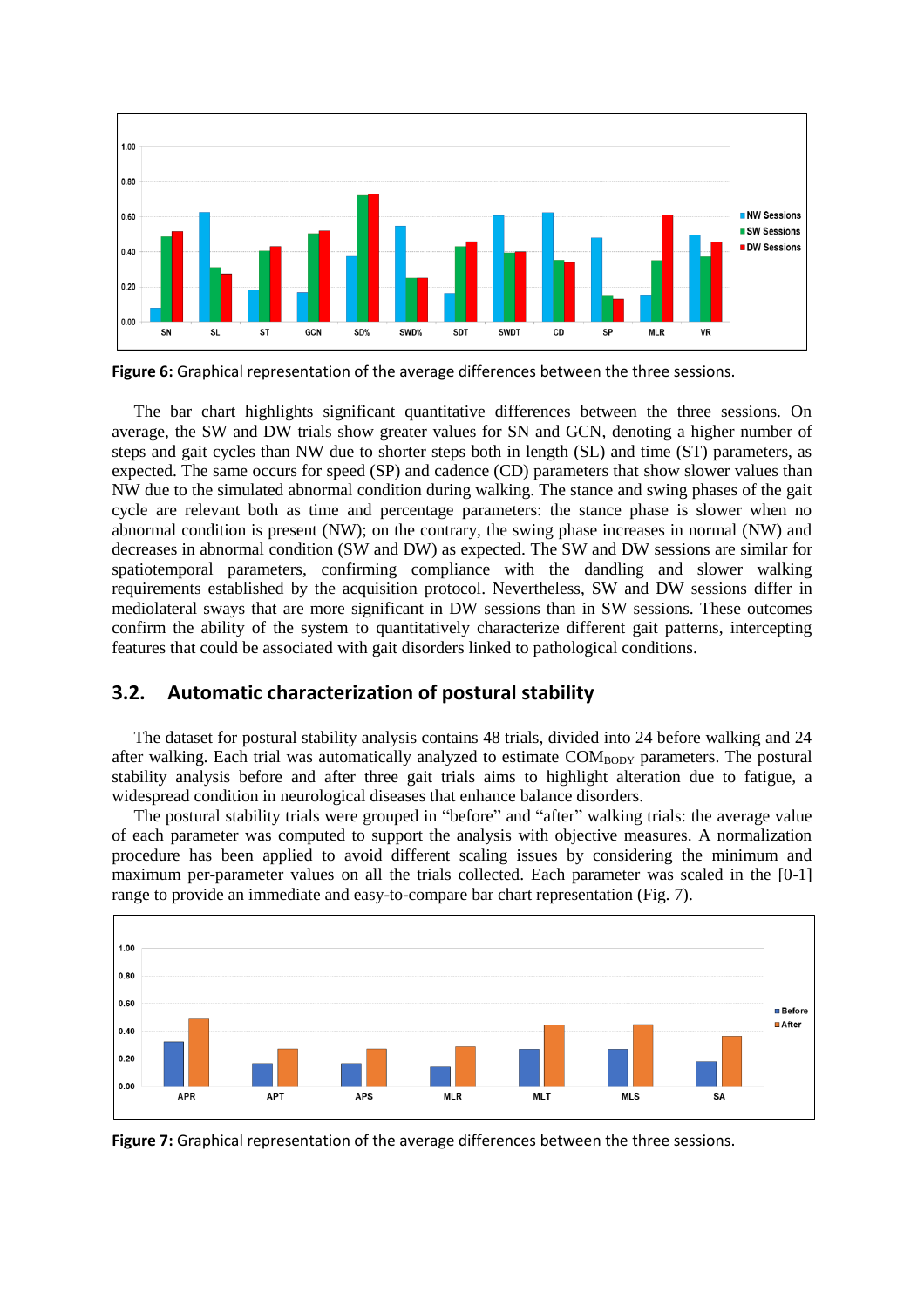**Figure 6:** Graphical representation of the average differences between the three sessions.

The bar chart highlights significant quantitative differences between the three sessions. On average, the SW and DW trials show greater values for SN and GCN, denoting a higher number of steps and gait cycles than NW due to shorter steps both in length (SL) and time (ST) parameters, as expected. The same occurs for speed (SP) and cadence (CD) parameters that show slower values than NW due to the simulated abnormal condition during walking. The stance and swing phases of the gait cycle are relevant both as time and percentage parameters: the stance phase is slower when no abnormal condition is present (NW); on the contrary, the swing phase increases in normal (NW) and decreases in abnormal condition (SW and DW) as expected. The SW and DW sessions are similar for spatiotemporal parameters, confirming compliance with the dandling and slower walking requirements established by the acquisition protocol. Nevertheless, SW and DW sessions differ in mediolateral sways that are more significant in DW sessions than in SW sessions. These outcomes confirm the ability of the system to quantitatively characterize different gait patterns, intercepting features that could be associated with gait disorders linked to pathological conditions.

## 3.2. Automatic characterization of postural stability

The dataset for postural stability analysis contains 48 trials, divided into 24 before walking and 24 after walking. Each trial was automatically analyzed to estimate $COM_{BODY}$ parameters. The postural stability analysis before and after three gait trials aims to highlight alteration due to fatigue, a widespread condition in neurological diseases that enhance balance disorders.

The postural stability trials were grouped in "before" and "after" walking trials: the average value of each parameter was computed to support the analysis with objective measures. A normalization procedure has been applied to avoid different scaling issues by considering the minimum and maximum per-parameter values on all the trials collected. Each parameter was scaled in the [0-1] range to provide an immediate and easy-to-compare bar chart representation (Fig. 7).

**Figure 7:** Graphical representation of the average differences between the three sessions.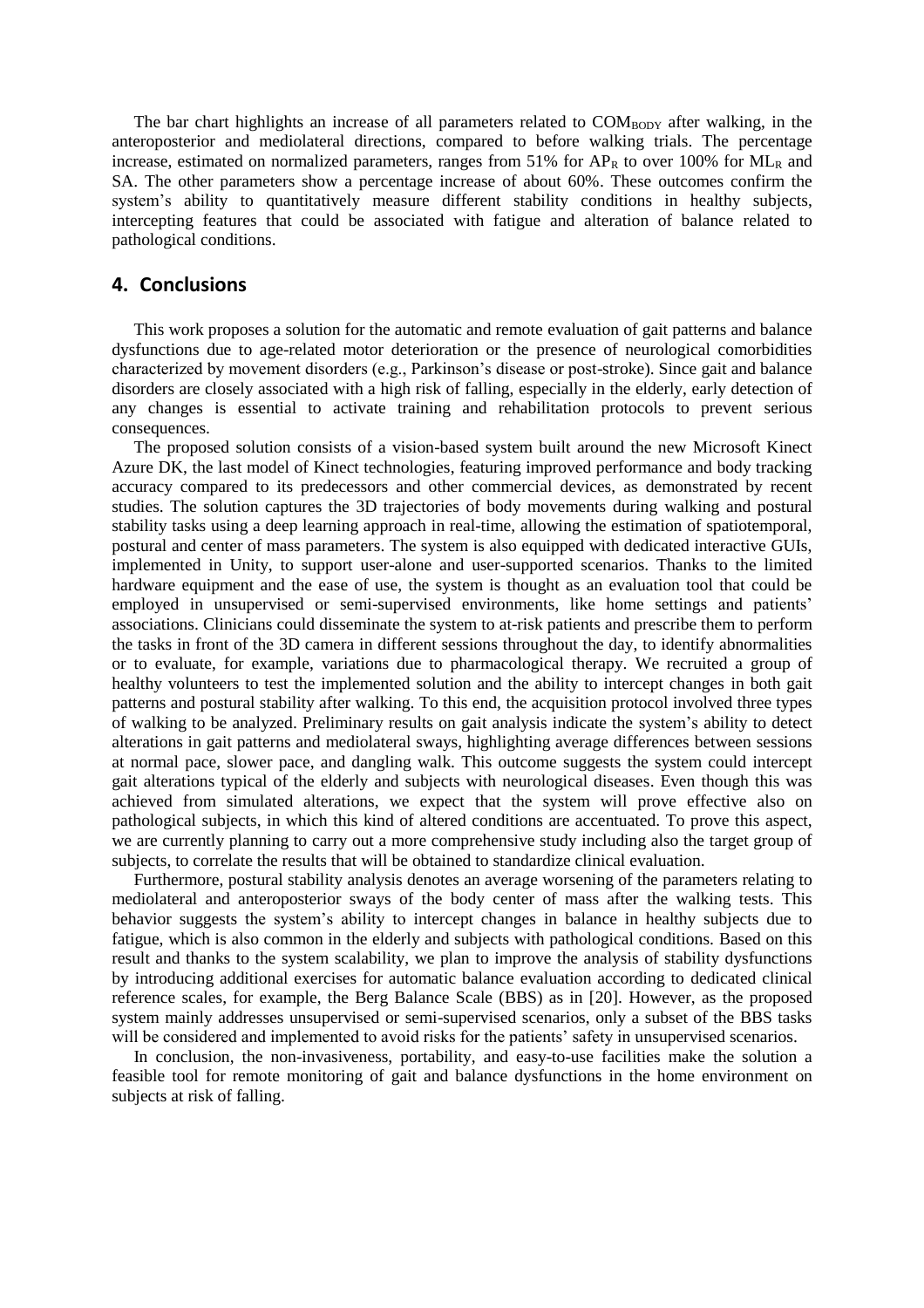The bar chart highlights an increase of all parameters related to $COM_{BODY}$ after walking, in the anteroposterior and mediolateral directions, compared to before walking trials. The percentage increase, estimated on normalized parameters, ranges from 51% for $AP_R$ to over 100% for $ML_R$ and SA. The other parameters show a percentage increase of about 60%. These outcomes confirm the system's ability to quantitatively measure different stability conditions in healthy subjects, intercepting features that could be associated with fatigue and alteration of balance related to pathological conditions.

## 4. Conclusions

This work proposes a solution for the automatic and remote evaluation of gait patterns and balance dysfunctions due to age-related motor deterioration or the presence of neurological comorbidities characterized by movement disorders (e.g., Parkinson's disease or post-stroke). Since gait and balance disorders are closely associated with a high risk of falling, especially in the elderly, early detection of any changes is essential to activate training and rehabilitation protocols to prevent serious consequences.

The proposed solution consists of a vision-based system built around the new Microsoft Kinect Azure DK, the last model of Kinect technologies, featuring improved performance and body tracking accuracy compared to its predecessors and other commercial devices, as demonstrated by recent studies. The solution captures the 3D trajectories of body movements during walking and postural stability tasks using a deep learning approach in real-time, allowing the estimation of spatiotemporal, postural and center of mass parameters. The system is also equipped with dedicated interactive GUIs, implemented in Unity, to support user-alone and user-supported scenarios. Thanks to the limited hardware equipment and the ease of use, the system is thought as an evaluation tool that could be employed in unsupervised or semi-supervised environments, like home settings and patients' associations. Clinicians could disseminate the system to at-risk patients and prescribe them to perform the tasks in front of the 3D camera in different sessions throughout the day, to identify abnormalities or to evaluate, for example, variations due to pharmacological therapy. We recruited a group of healthy volunteers to test the implemented solution and the ability to intercept changes in both gait patterns and postural stability after walking. To this end, the acquisition protocol involved three types of walking to be analyzed. Preliminary results on gait analysis indicate the system's ability to detect alterations in gait patterns and mediolateral sways, highlighting average differences between sessions at normal pace, slower pace, and dangling walk. This outcome suggests the system could intercept gait alterations typical of the elderly and subjects with neurological diseases. Even though this was achieved from simulated alterations, we expect that the system will prove effective also on pathological subjects, in which this kind of altered conditions are accentuated. To prove this aspect, we are currently planning to carry out a more comprehensive study including also the target group of subjects, to correlate the results that will be obtained to standardize clinical evaluation.

Furthermore, postural stability analysis denotes an average worsening of the parameters relating to mediolateral and anteroposterior sways of the body center of mass after the walking tests. This behavior suggests the system's ability to intercept changes in balance in healthy subjects due to fatigue, which is also common in the elderly and subjects with pathological conditions. Based on this result and thanks to the system scalability, we plan to improve the analysis of stability dysfunctions by introducing additional exercises for automatic balance evaluation according to dedicated clinical reference scales, for example, the Berg Balance Scale (BBS) as in [20]. However, as the proposed system mainly addresses unsupervised or semi-supervised scenarios, only a subset of the BBS tasks will be considered and implemented to avoid risks for the patients' safety in unsupervised scenarios.

In conclusion, the non-invasiveness, portability, and easy-to-use facilities make the solution a feasible tool for remote monitoring of gait and balance dysfunctions in the home environment on subjects at risk of falling.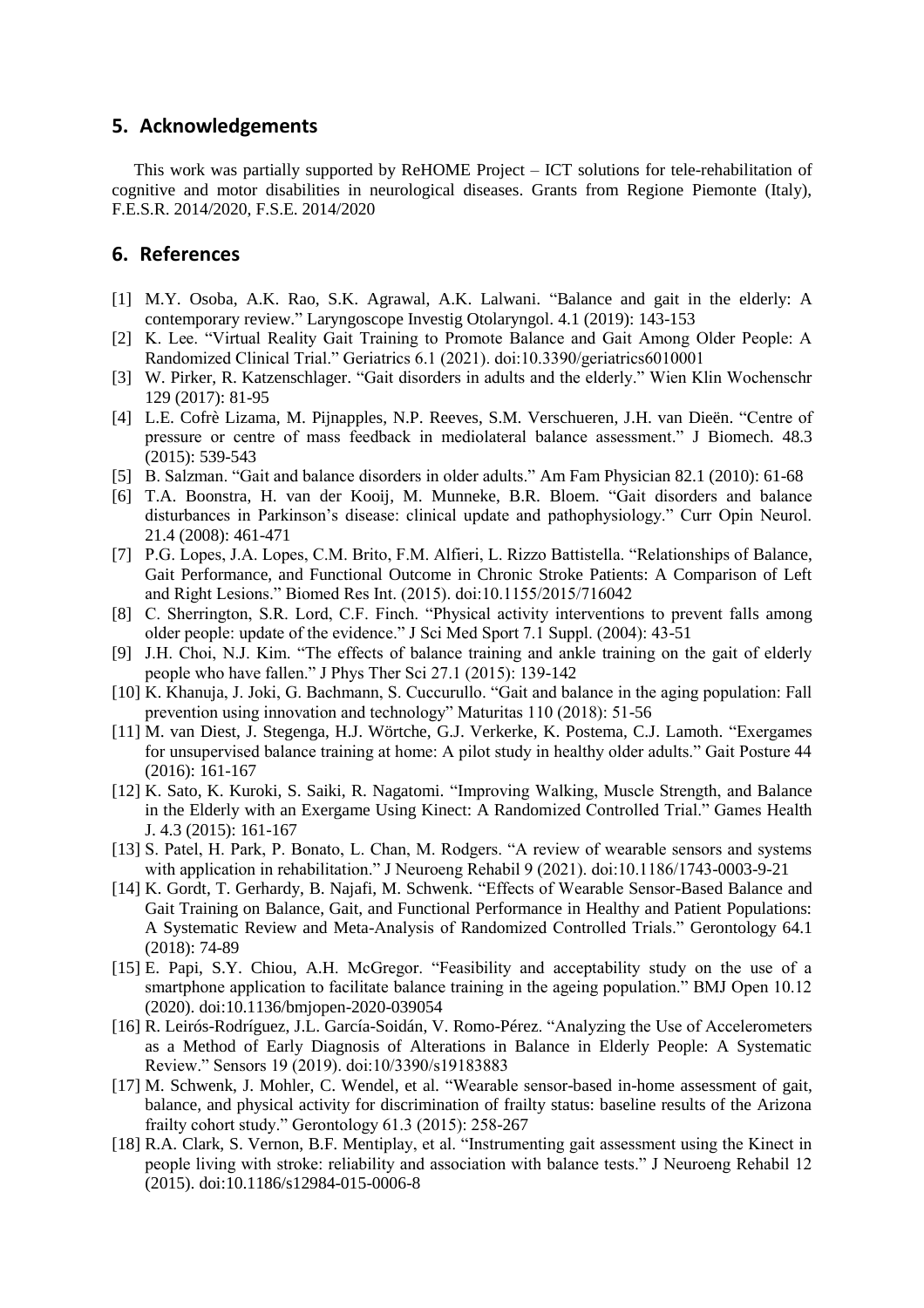## 5. Acknowledgements

This work was partially supported by ReHOME Project – ICT solutions for tele-rehabilitation of cognitive and motor disabilities in neurological diseases. Grants from Regione Piemonte (Italy), F.E.S.R. 2014/2020, F.S.E. 2014/2020

## 6. References

[1] M.Y. Osoba, A.K. Rao, S.K. Agrawal, A.K. Lalwani. "Balance and gait in the elderly: A contemporary review." Laryngoscope Investig Otolaryngol. 4.1 (2019): 143-153

[2] K. Lee. "Virtual Reality Gait Training to Promote Balance and Gait Among Older People: A Randomized Clinical Trial." Geriatrics 6.1 (2021). doi:10.3390/geriatrics6010001

[3] W. Pirker, R. Katzenschlager. "Gait disorders in adults and the elderly." Wien Klin Wochenschr 129 (2017): 81-95

[4] L.E. Cofrè Lizama, M. Pijnapples, N.P. Reeves, S.M. Verschueren, J.H. van Dieën. "Centre of pressure or centre of mass feedback in mediolateral balance assessment." J Biomech. 48.3 (2015): 539-543

[5] B. Salzman. "Gait and balance disorders in older adults." Am Fam Physician 82.1 (2010): 61-68

[6] T.A. Boonstra, H. van der Kooij, M. Munneke, B.R. Bloem. "Gait disorders and balance disturbances in Parkinson's disease: clinical update and pathophysiology." Curr Opin Neurol. 21.4 (2008): 461-471

[7] P.G. Lopes, J.A. Lopes, C.M. Brito, F.M. Alfieri, L. Rizzo Battistella. "Relationships of Balance, Gait Performance, and Functional Outcome in Chronic Stroke Patients: A Comparison of Left and Right Lesions." Biomed Res Int. (2015). doi:10.1155/2015/716042

[8] C. Sherrington, S.R. Lord, C.F. Finch. "Physical activity interventions to prevent falls among older people: update of the evidence." J Sci Med Sport 7.1 Suppl. (2004): 43-51

[9] J.H. Choi, N.J. Kim. "The effects of balance training and ankle training on the gait of elderly people who have fallen." J Phys Ther Sci 27.1 (2015): 139-142

[10] K. Khanuja, J. Joki, G. Bachmann, S. Cuccurullo. "Gait and balance in the aging population: Fall prevention using innovation and technology" Maturitas 110 (2018): 51-56

[11] M. van Diest, J. Stegenga, H.J. Wörtche, G.J. Verkerke, K. Postema, C.J. Lamoth. "Exergames for unsupervised balance training at home: A pilot study in healthy older adults." Gait Posture 44 (2016): 161-167

[12] K. Sato, K. Kuroki, S. Saiki, R. Nagatomi. "Improving Walking, Muscle Strength, and Balance in the Elderly with an Exergame Using Kinect: A Randomized Controlled Trial." Games Health J. 4.3 (2015): 161-167

[13] S. Patel, H. Park, P. Bonato, L. Chan, M. Rodgers. "A review of wearable sensors and systems with application in rehabilitation." J Neuroeng Rehabil 9 (2021). doi:10.1186/1743-0003-9-21

[14] K. Gordt, T. Gerhardy, B. Najafi, M. Schwenk. "Effects of Wearable Sensor-Based Balance and Gait Training on Balance, Gait, and Functional Performance in Healthy and Patient Populations: A Systematic Review and Meta-Analysis of Randomized Controlled Trials." Gerontology 64.1 (2018): 74-89

[15] E. Papi, S.Y. Chiou, A.H. McGregor. "Feasibility and acceptability study on the use of a smartphone application to facilitate balance training in the ageing population." BMJ Open 10.12 (2020). doi:10.1136/bmjopen-2020-039054

[16] R. Leirós-Rodríguez, J.L. García-Soidán, V. Romo-Pérez. "Analyzing the Use of Accelerometers as a Method of Early Diagnosis of Alterations in Balance in Elderly People: A Systematic Review." Sensors 19 (2019). doi:10/3390/s19183883

[17] M. Schwenk, J. Mohler, C. Wendel, et al. "Wearable sensor-based in-home assessment of gait, balance, and physical activity for discrimination of frailty status: baseline results of the Arizona frailty cohort study." Gerontology 61.3 (2015): 258-267

[18] R.A. Clark, S. Vernon, B.F. Mentiplay, et al. "Instrumenting gait assessment using the Kinect in people living with stroke: reliability and association with balance tests." J Neuroeng Rehabil 12 (2015). doi:10.1186/s12984-015-0006-8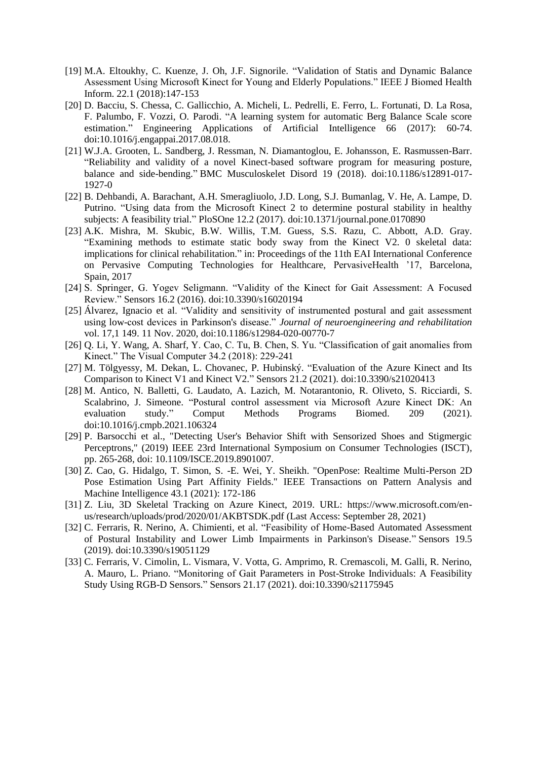[19] M.A. Eltoukhy, C. Kuenze, J. Oh, J.F. Signorile. “Validation of Statis and Dynamic Balance Assessment Using Microsoft Kinect for Young and Elderly Populations.” IEEE J Biomed Health Inform. 22.1 (2018):147-153

[20] D. Bacciu, S. Chessa, C. Gallicchio, A. Micheli, L. Pedrelli, E. Ferro, L. Fortunati, D. La Rosa, F. Palumbo, F. Vozzi, O. Parodi. “A learning system for automatic Berg Balance Scale score estimation.” Engineering Applications of Artificial Intelligence 66 (2017): 60-74. doi:10.1016/j.engappai.2017.08.018.

[21] W.J.A. Grooten, L. Sandberg, J. Ressman, N. Diamantoglou, E. Johansson, E. Rasmussen-Barr. “Reliability and validity of a novel Kinect-based software program for measuring posture, balance and side-bending.” BMC Musculoskelet Disord 19 (2018). doi:10.1186/s12891-017-1927-0

[22] B. Dehbandi, A. Barachant, A.H. Smeragliuolo, J.D. Long, S.J. Bumanlag, V. He, A. Lampe, D. Putrino. “Using data from the Microsoft Kinect 2 to determine postural stability in healthy subjects: A feasibility trial.” PloSOne 12.2 (2017). doi:10.1371/journal.pone.0170890

[23] A.K. Mishra, M. Skubic, B.W. Willis, T.M. Guess, S.S. Razu, C. Abbott, A.D. Gray. “Examining methods to estimate static body sway from the Kinect V2. 0 skeletal data: implications for clinical rehabilitation.” in: Proceedings of the 11th EAI International Conference on Pervasive Computing Technologies for Healthcare, PervasiveHealth ’17, Barcelona, Spain, 2017

[24] S. Springer, G. Yogev Seligmann. “Validity of the Kinect for Gait Assessment: A Focused Review.” Sensors 16.2 (2016). doi:10.3390/s16020194

[25] Álvarez, Ignacio et al. “Validity and sensitivity of instrumented postural and gait assessment using low-cost devices in Parkinson's disease.” *Journal of neuroengineering and rehabilitation* vol. 17,1 149. 11 Nov. 2020, doi:10.1186/s12984-020-00770-7

[26] Q. Li, Y. Wang, A. Sharf, Y. Cao, C. Tu, B. Chen, S. Yu. “Classification of gait anomalies from Kinect.” The Visual Computer 34.2 (2018): 229-241

[27] M. Tölgyessy, M. Dekan, L. Chovanec, P. Hubinský. “Evaluation of the Azure Kinect and Its Comparison to Kinect V1 and Kinect V2.” Sensors 21.2 (2021). doi:10.3390/s21020413

[28] M. Antico, N. Balletti, G. Laudato, A. Lazich, M. Notarantonio, R. Oliveto, S. Ricciardi, S. Scalabrino, J. Simeone. “Postural control assessment via Microsoft Azure Kinect DK: An evaluation study.” Comput Methods Programs Biomed. 209 (2021). doi:10.1016/j.cmpb.2021.106324

[29] P. Barsocchi et al., "Detecting User's Behavior Shift with Sensorized Shoes and Stigmergic Perceptrons," (2019) IEEE 23rd International Symposium on Consumer Technologies (ISCT), pp. 265-268, doi: 10.1109/ISCE.2019.8901007.

[30] Z. Cao, G. Hidalgo, T. Simon, S. -E. Wei, Y. Sheikh. "OpenPose: Realtime Multi-Person 2D Pose Estimation Using Part Affinity Fields." IEEE Transactions on Pattern Analysis and Machine Intelligence 43.1 (2021): 172-186

[31] Z. Liu, 3D Skeletal Tracking on Azure Kinect, 2019. URL: https://www.microsoft.com/en-us/research/uploads/prod/2020/01/AKBTSDK.pdf (Last Access: September 28, 2021)

[32] C. Ferraris, R. Nerino, A. Chimienti, et al. “Feasibility of Home-Based Automated Assessment of Postural Instability and Lower Limb Impairments in Parkinson's Disease.” Sensors 19.5 (2019). doi:10.3390/s19051129

[33] C. Ferraris, V. Cimolin, L. Vismara, V. Votta, G. Amprimo, R. Cremascoli, M. Galli, R. Nerino, A. Mauro, L. Priano. “Monitoring of Gait Parameters in Post-Stroke Individuals: A Feasibility Study Using RGB-D Sensors.” Sensors 21.17 (2021). doi:10.3390/s21175945